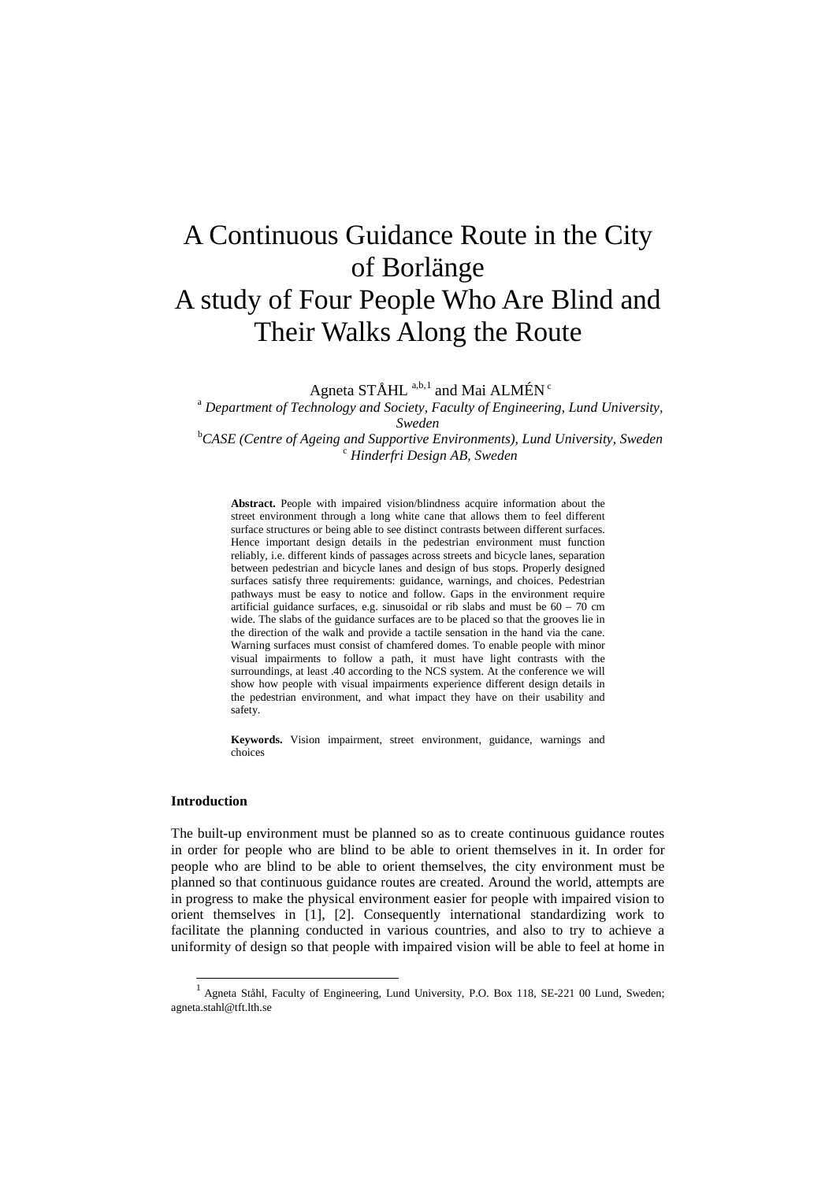# A Continuous Guidance Route in the City of Borlänge
# A study of Four People Who Are Blind and Their Walks Along the Route

Agneta STÅHL [a,b,1] and Mai ALMÉN [c]

[a] *Department of Technology and Society, Faculty of Engineering, Lund University, Sweden*
[b] *CASE (Centre of Ageing and Supportive Environments), Lund University, Sweden*
[c] *Hinderfri Design AB, Sweden*

**Abstract.** People with impaired vision/blindness acquire information about the street environment through a long white cane that allows them to feel different surface structures or being able to see distinct contrasts between different surfaces. Hence important design details in the pedestrian environment must function reliably, i.e. different kinds of passages across streets and bicycle lanes, separation between pedestrian and bicycle lanes and design of bus stops. Properly designed surfaces satisfy three requirements: guidance, warnings, and choices. Pedestrian pathways must be easy to notice and follow. Gaps in the environment require artificial guidance surfaces, e.g. sinusoidal or rib slabs and must be 60 – 70 cm wide. The slabs of the guidance surfaces are to be placed so that the grooves lie in the direction of the walk and provide a tactile sensation in the hand via the cane. Warning surfaces must consist of chamfered domes. To enable people with minor visual impairments to follow a path, it must have light contrasts with the surroundings, at least .40 according to the NCS system. At the conference we will show how people with visual impairments experience different design details in the pedestrian environment, and what impact they have on their usability and safety.

**Keywords.** Vision impairment, street environment, guidance, warnings and choices

## Introduction

The built-up environment must be planned so as to create continuous guidance routes in order for people who are blind to be able to orient themselves in it. In order for people who are blind to be able to orient themselves, the city environment must be planned so that continuous guidance routes are created. Around the world, attempts are in progress to make the physical environment easier for people with impaired vision to orient themselves in [1], [2]. Consequently international standardizing work to facilitate the planning conducted in various countries, and also to try to achieve a uniformity of design so that people with impaired vision will be able to feel at home in

---

[1] Agneta Ståhl, Faculty of Engineering, Lund University, P.O. Box 118, SE-221 00 Lund, Sweden; agneta.stahl@tft.lth.se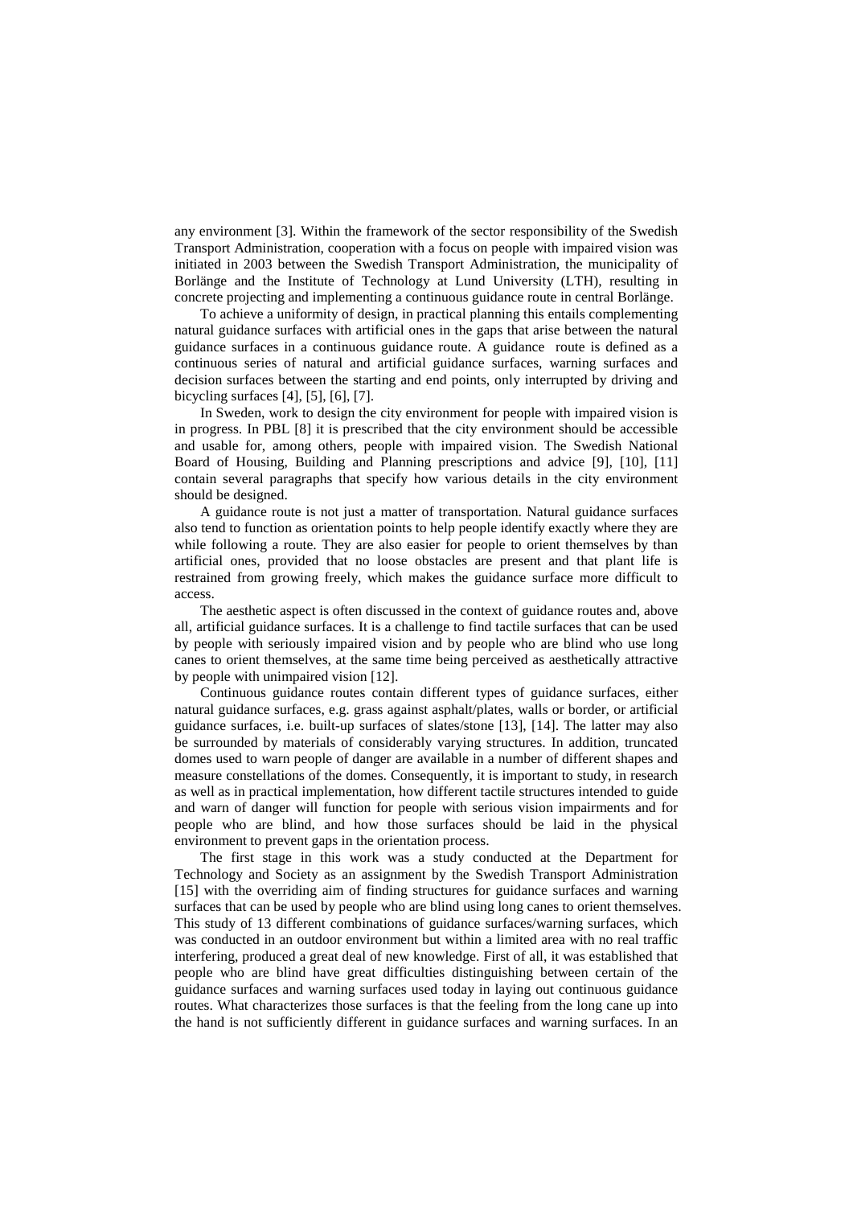any environment [3]. Within the framework of the sector responsibility of the Swedish Transport Administration, cooperation with a focus on people with impaired vision was initiated in 2003 between the Swedish Transport Administration, the municipality of Borlänge and the Institute of Technology at Lund University (LTH), resulting in concrete projecting and implementing a continuous guidance route in central Borlänge.

To achieve a uniformity of design, in practical planning this entails complementing natural guidance surfaces with artificial ones in the gaps that arise between the natural guidance surfaces in a continuous guidance route. A guidance route is defined as a continuous series of natural and artificial guidance surfaces, warning surfaces and decision surfaces between the starting and end points, only interrupted by driving and bicycling surfaces [4], [5], [6], [7].

In Sweden, work to design the city environment for people with impaired vision is in progress. In PBL [8] it is prescribed that the city environment should be accessible and usable for, among others, people with impaired vision. The Swedish National Board of Housing, Building and Planning prescriptions and advice [9], [10], [11] contain several paragraphs that specify how various details in the city environment should be designed.

A guidance route is not just a matter of transportation. Natural guidance surfaces also tend to function as orientation points to help people identify exactly where they are while following a route. They are also easier for people to orient themselves by than artificial ones, provided that no loose obstacles are present and that plant life is restrained from growing freely, which makes the guidance surface more difficult to access.

The aesthetic aspect is often discussed in the context of guidance routes and, above all, artificial guidance surfaces. It is a challenge to find tactile surfaces that can be used by people with seriously impaired vision and by people who are blind who use long canes to orient themselves, at the same time being perceived as aesthetically attractive by people with unimpaired vision [12].

Continuous guidance routes contain different types of guidance surfaces, either natural guidance surfaces, e.g. grass against asphalt/plates, walls or border, or artificial guidance surfaces, i.e. built-up surfaces of slates/stone [13], [14]. The latter may also be surrounded by materials of considerably varying structures. In addition, truncated domes used to warn people of danger are available in a number of different shapes and measure constellations of the domes. Consequently, it is important to study, in research as well as in practical implementation, how different tactile structures intended to guide and warn of danger will function for people with serious vision impairments and for people who are blind, and how those surfaces should be laid in the physical environment to prevent gaps in the orientation process.

The first stage in this work was a study conducted at the Department for Technology and Society as an assignment by the Swedish Transport Administration [15] with the overriding aim of finding structures for guidance surfaces and warning surfaces that can be used by people who are blind using long canes to orient themselves. This study of 13 different combinations of guidance surfaces/warning surfaces, which was conducted in an outdoor environment but within a limited area with no real traffic interfering, produced a great deal of new knowledge. First of all, it was established that people who are blind have great difficulties distinguishing between certain of the guidance surfaces and warning surfaces used today in laying out continuous guidance routes. What characterizes those surfaces is that the feeling from the long cane up into the hand is not sufficiently different in guidance surfaces and warning surfaces. In an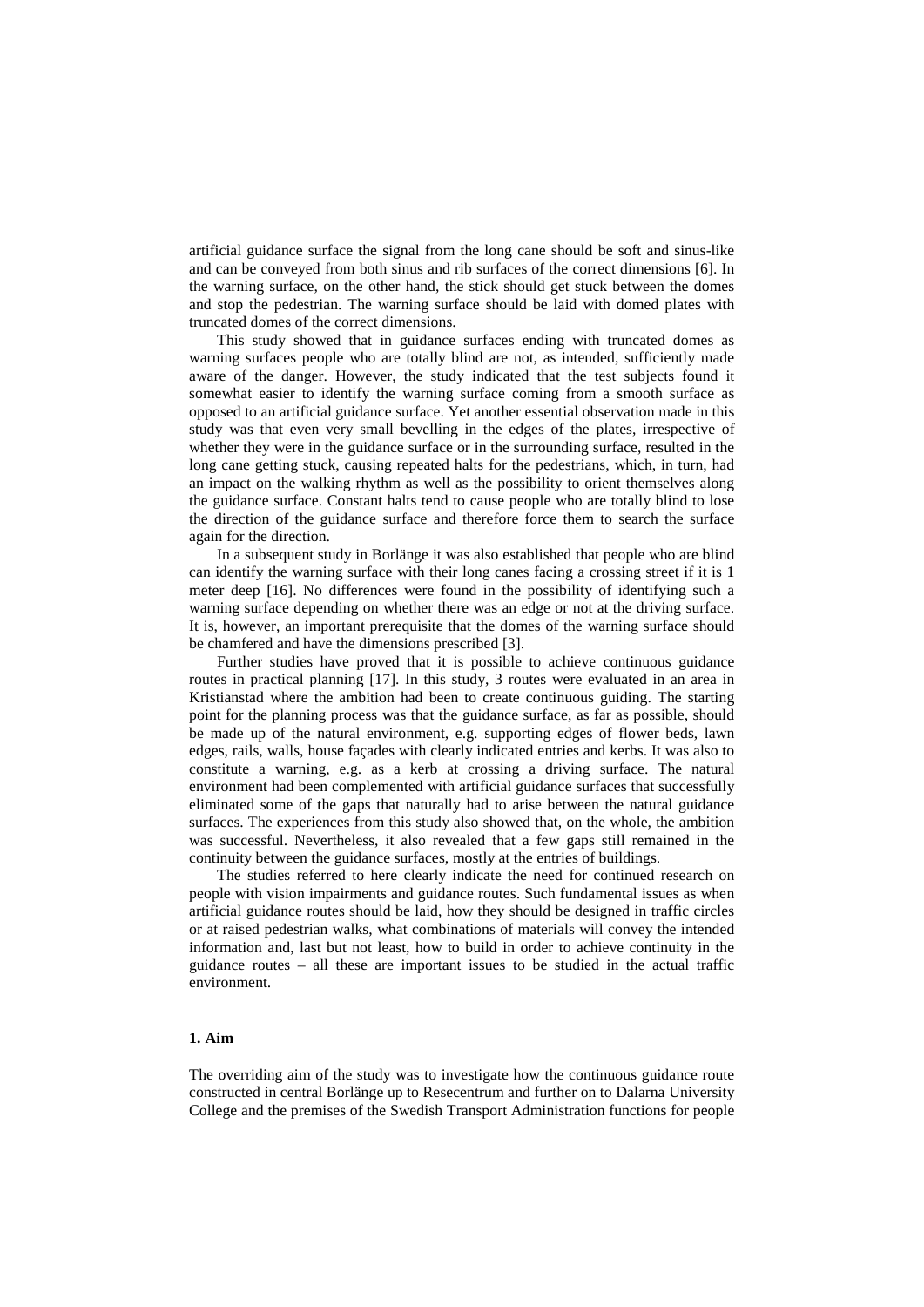artificial guidance surface the signal from the long cane should be soft and sinus-like and can be conveyed from both sinus and rib surfaces of the correct dimensions [6]. In the warning surface, on the other hand, the stick should get stuck between the domes and stop the pedestrian. The warning surface should be laid with domed plates with truncated domes of the correct dimensions.

This study showed that in guidance surfaces ending with truncated domes as warning surfaces people who are totally blind are not, as intended, sufficiently made aware of the danger. However, the study indicated that the test subjects found it somewhat easier to identify the warning surface coming from a smooth surface as opposed to an artificial guidance surface. Yet another essential observation made in this study was that even very small bevelling in the edges of the plates, irrespective of whether they were in the guidance surface or in the surrounding surface, resulted in the long cane getting stuck, causing repeated halts for the pedestrians, which, in turn, had an impact on the walking rhythm as well as the possibility to orient themselves along the guidance surface. Constant halts tend to cause people who are totally blind to lose the direction of the guidance surface and therefore force them to search the surface again for the direction.

In a subsequent study in Borlänge it was also established that people who are blind can identify the warning surface with their long canes facing a crossing street if it is 1 meter deep [16]. No differences were found in the possibility of identifying such a warning surface depending on whether there was an edge or not at the driving surface. It is, however, an important prerequisite that the domes of the warning surface should be chamfered and have the dimensions prescribed [3].

Further studies have proved that it is possible to achieve continuous guidance routes in practical planning [17]. In this study, 3 routes were evaluated in an area in Kristianstad where the ambition had been to create continuous guiding. The starting point for the planning process was that the guidance surface, as far as possible, should be made up of the natural environment, e.g. supporting edges of flower beds, lawn edges, rails, walls, house façades with clearly indicated entries and kerbs. It was also to constitute a warning, e.g. as a kerb at crossing a driving surface. The natural environment had been complemented with artificial guidance surfaces that successfully eliminated some of the gaps that naturally had to arise between the natural guidance surfaces. The experiences from this study also showed that, on the whole, the ambition was successful. Nevertheless, it also revealed that a few gaps still remained in the continuity between the guidance surfaces, mostly at the entries of buildings.

The studies referred to here clearly indicate the need for continued research on people with vision impairments and guidance routes. Such fundamental issues as when artificial guidance routes should be laid, how they should be designed in traffic circles or at raised pedestrian walks, what combinations of materials will convey the intended information and, last but not least, how to build in order to achieve continuity in the guidance routes – all these are important issues to be studied in the actual traffic environment.

## 1. Aim

The overriding aim of the study was to investigate how the continuous guidance route constructed in central Borlänge up to Resecentrum and further on to Dalarna University College and the premises of the Swedish Transport Administration functions for people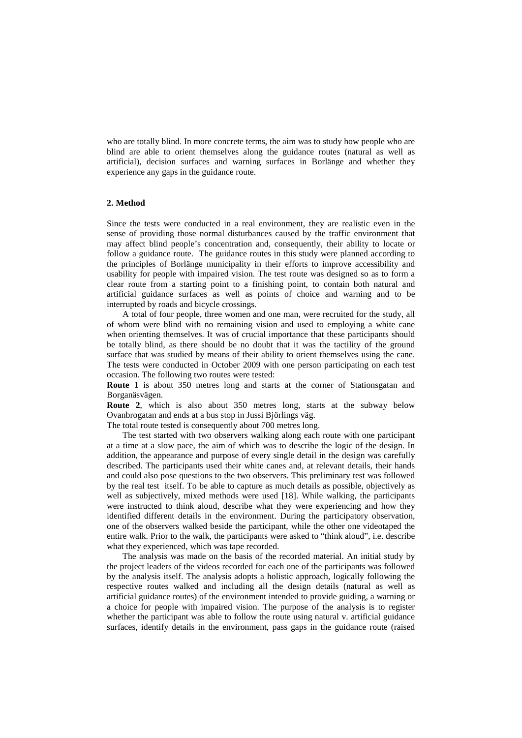who are totally blind. In more concrete terms, the aim was to study how people who are blind are able to orient themselves along the guidance routes (natural as well as artificial), decision surfaces and warning surfaces in Borlänge and whether they experience any gaps in the guidance route.

## 2. Method

Since the tests were conducted in a real environment, they are realistic even in the sense of providing those normal disturbances caused by the traffic environment that may affect blind people's concentration and, consequently, their ability to locate or follow a guidance route. The guidance routes in this study were planned according to the principles of Borlänge municipality in their efforts to improve accessibility and usability for people with impaired vision. The test route was designed so as to form a clear route from a starting point to a finishing point, to contain both natural and artificial guidance surfaces as well as points of choice and warning and to be interrupted by roads and bicycle crossings.

A total of four people, three women and one man, were recruited for the study, all of whom were blind with no remaining vision and used to employing a white cane when orienting themselves. It was of crucial importance that these participants should be totally blind, as there should be no doubt that it was the tactility of the ground surface that was studied by means of their ability to orient themselves using the cane. The tests were conducted in October 2009 with one person participating on each test occasion. The following two routes were tested:

**Route 1** is about 350 metres long and starts at the corner of Stationsgatan and Borganäsvägen.

**Route 2**, which is also about 350 metres long, starts at the subway below Ovanbrogatan and ends at a bus stop in Jussi Björlings väg.

The total route tested is consequently about 700 metres long.

The test started with two observers walking along each route with one participant at a time at a slow pace, the aim of which was to describe the logic of the design. In addition, the appearance and purpose of every single detail in the design was carefully described. The participants used their white canes and, at relevant details, their hands and could also pose questions to the two observers. This preliminary test was followed by the real test itself. To be able to capture as much details as possible, objectively as well as subjectively, mixed methods were used [18]. While walking, the participants were instructed to think aloud, describe what they were experiencing and how they identified different details in the environment. During the participatory observation, one of the observers walked beside the participant, while the other one videotaped the entire walk. Prior to the walk, the participants were asked to "think aloud", i.e. describe what they experienced, which was tape recorded.

The analysis was made on the basis of the recorded material. An initial study by the project leaders of the videos recorded for each one of the participants was followed by the analysis itself. The analysis adopts a holistic approach, logically following the respective routes walked and including all the design details (natural as well as artificial guidance routes) of the environment intended to provide guiding, a warning or a choice for people with impaired vision. The purpose of the analysis is to register whether the participant was able to follow the route using natural v. artificial guidance surfaces, identify details in the environment, pass gaps in the guidance route (raised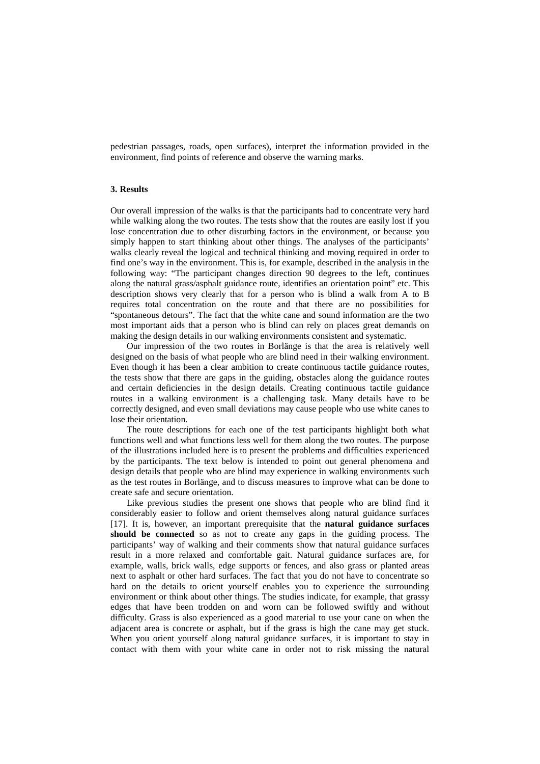pedestrian passages, roads, open surfaces), interpret the information provided in the environment, find points of reference and observe the warning marks.

### 3. Results

Our overall impression of the walks is that the participants had to concentrate very hard while walking along the two routes. The tests show that the routes are easily lost if you lose concentration due to other disturbing factors in the environment, or because you simply happen to start thinking about other things. The analyses of the participants' walks clearly reveal the logical and technical thinking and moving required in order to find one's way in the environment. This is, for example, described in the analysis in the following way: "The participant changes direction 90 degrees to the left, continues along the natural grass/asphalt guidance route, identifies an orientation point" etc. This description shows very clearly that for a person who is blind a walk from A to B requires total concentration on the route and that there are no possibilities for "spontaneous detours". The fact that the white cane and sound information are the two most important aids that a person who is blind can rely on places great demands on making the design details in our walking environments consistent and systematic.

Our impression of the two routes in Borlänge is that the area is relatively well designed on the basis of what people who are blind need in their walking environment. Even though it has been a clear ambition to create continuous tactile guidance routes, the tests show that there are gaps in the guiding, obstacles along the guidance routes and certain deficiencies in the design details. Creating continuous tactile guidance routes in a walking environment is a challenging task. Many details have to be correctly designed, and even small deviations may cause people who use white canes to lose their orientation.

The route descriptions for each one of the test participants highlight both what functions well and what functions less well for them along the two routes. The purpose of the illustrations included here is to present the problems and difficulties experienced by the participants. The text below is intended to point out general phenomena and design details that people who are blind may experience in walking environments such as the test routes in Borlänge, and to discuss measures to improve what can be done to create safe and secure orientation.

Like previous studies the present one shows that people who are blind find it considerably easier to follow and orient themselves along natural guidance surfaces [17]. It is, however, an important prerequisite that the **natural guidance surfaces should be connected** so as not to create any gaps in the guiding process. The participants' way of walking and their comments show that natural guidance surfaces result in a more relaxed and comfortable gait. Natural guidance surfaces are, for example, walls, brick walls, edge supports or fences, and also grass or planted areas next to asphalt or other hard surfaces. The fact that you do not have to concentrate so hard on the details to orient yourself enables you to experience the surrounding environment or think about other things. The studies indicate, for example, that grassy edges that have been trodden on and worn can be followed swiftly and without difficulty. Grass is also experienced as a good material to use your cane on when the adjacent area is concrete or asphalt, but if the grass is high the cane may get stuck. When you orient yourself along natural guidance surfaces, it is important to stay in contact with them with your white cane in order not to risk missing the natural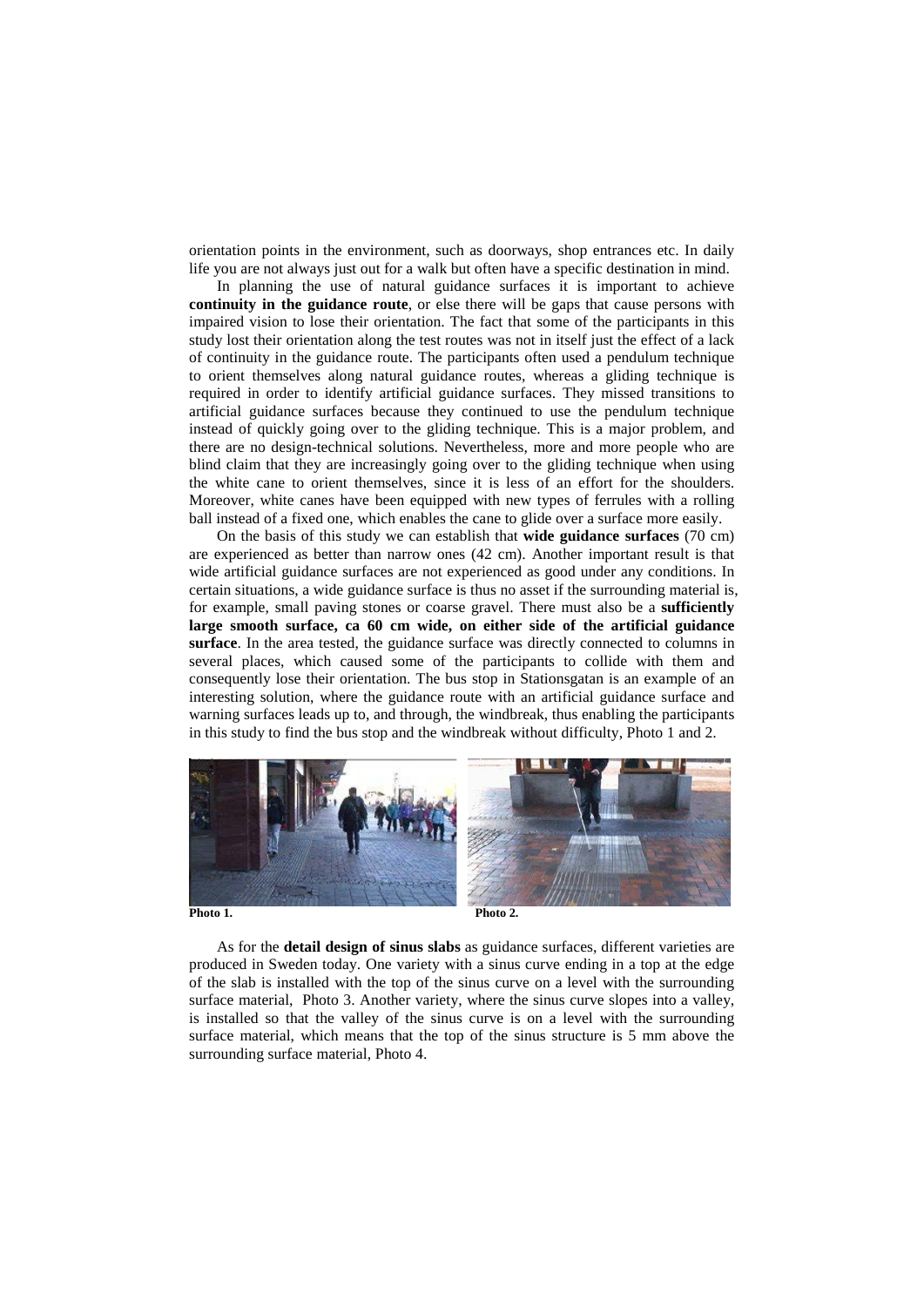orientation points in the environment, such as doorways, shop entrances etc. In daily life you are not always just out for a walk but often have a specific destination in mind.

In planning the use of natural guidance surfaces it is important to achieve **continuity in the guidance route**, or else there will be gaps that cause persons with impaired vision to lose their orientation. The fact that some of the participants in this study lost their orientation along the test routes was not in itself just the effect of a lack of continuity in the guidance route. The participants often used a pendulum technique to orient themselves along natural guidance routes, whereas a gliding technique is required in order to identify artificial guidance surfaces. They missed transitions to artificial guidance surfaces because they continued to use the pendulum technique instead of quickly going over to the gliding technique. This is a major problem, and there are no design-technical solutions. Nevertheless, more and more people who are blind claim that they are increasingly going over to the gliding technique when using the white cane to orient themselves, since it is less of an effort for the shoulders. Moreover, white canes have been equipped with new types of ferrules with a rolling ball instead of a fixed one, which enables the cane to glide over a surface more easily.

On the basis of this study we can establish that **wide guidance surfaces** (70 cm) are experienced as better than narrow ones (42 cm). Another important result is that wide artificial guidance surfaces are not experienced as good under any conditions. In certain situations, a wide guidance surface is thus no asset if the surrounding material is, for example, small paving stones or coarse gravel. There must also be a **sufficiently large smooth surface, ca 60 cm wide, on either side of the artificial guidance surface**. In the area tested, the guidance surface was directly connected to columns in several places, which caused some of the participants to collide with them and consequently lose their orientation. The bus stop in Stationsgatan is an example of an interesting solution, where the guidance route with an artificial guidance surface and warning surfaces leads up to, and through, the windbreak, thus enabling the participants in this study to find the bus stop and the windbreak without difficulty, Photo 1 and 2.

**Photo 1.** **Photo 2.**

As for the **detail design of sinus slabs** as guidance surfaces, different varieties are produced in Sweden today. One variety with a sinus curve ending in a top at the edge of the slab is installed with the top of the sinus curve on a level with the surrounding surface material, Photo 3. Another variety, where the sinus curve slopes into a valley, is installed so that the valley of the sinus curve is on a level with the surrounding surface material, which means that the top of the sinus structure is 5 mm above the surrounding surface material, Photo 4.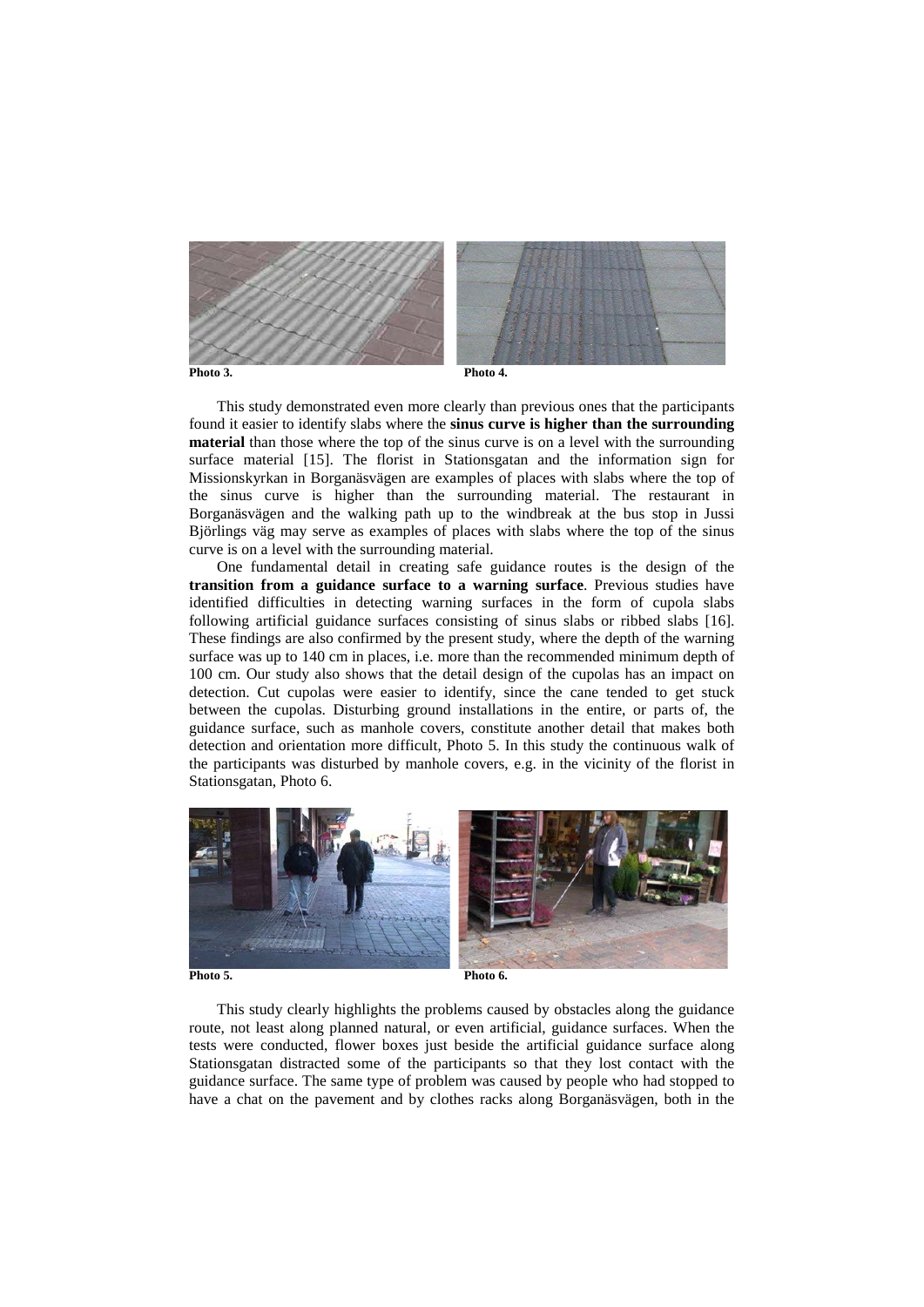Photo 3.

Photo 4.

This study demonstrated even more clearly than previous ones that the participants found it easier to identify slabs where the **sinus curve is higher than the surrounding material** than those where the top of the sinus curve is on a level with the surrounding surface material [15]. The florist in Stationsgatan and the information sign for Missionskyrkan in Borganäsvägen are examples of places with slabs where the top of the sinus curve is higher than the surrounding material. The restaurant in Borganäsvägen and the walking path up to the windbreak at the bus stop in Jussi Björlings väg may serve as examples of places with slabs where the top of the sinus curve is on a level with the surrounding material.

One fundamental detail in creating safe guidance routes is the design of the **transition from a guidance surface to a warning surface**. Previous studies have identified difficulties in detecting warning surfaces in the form of cupola slabs following artificial guidance surfaces consisting of sinus slabs or ribbed slabs [16]. These findings are also confirmed by the present study, where the depth of the warning surface was up to 140 cm in places, i.e. more than the recommended minimum depth of 100 cm. Our study also shows that the detail design of the cupolas has an impact on detection. Cut cupolas were easier to identify, since the cane tended to get stuck between the cupolas. Disturbing ground installations in the entire, or parts of, the guidance surface, such as manhole covers, constitute another detail that makes both detection and orientation more difficult, Photo 5. In this study the continuous walk of the participants was disturbed by manhole covers, e.g. in the vicinity of the florist in Stationsgatan, Photo 6.

Photo 5.

Photo 6.

This study clearly highlights the problems caused by obstacles along the guidance route, not least along planned natural, or even artificial, guidance surfaces. When the tests were conducted, flower boxes just beside the artificial guidance surface along Stationsgatan distracted some of the participants so that they lost contact with the guidance surface. The same type of problem was caused by people who had stopped to have a chat on the pavement and by clothes racks along Borganäsvägen, both in the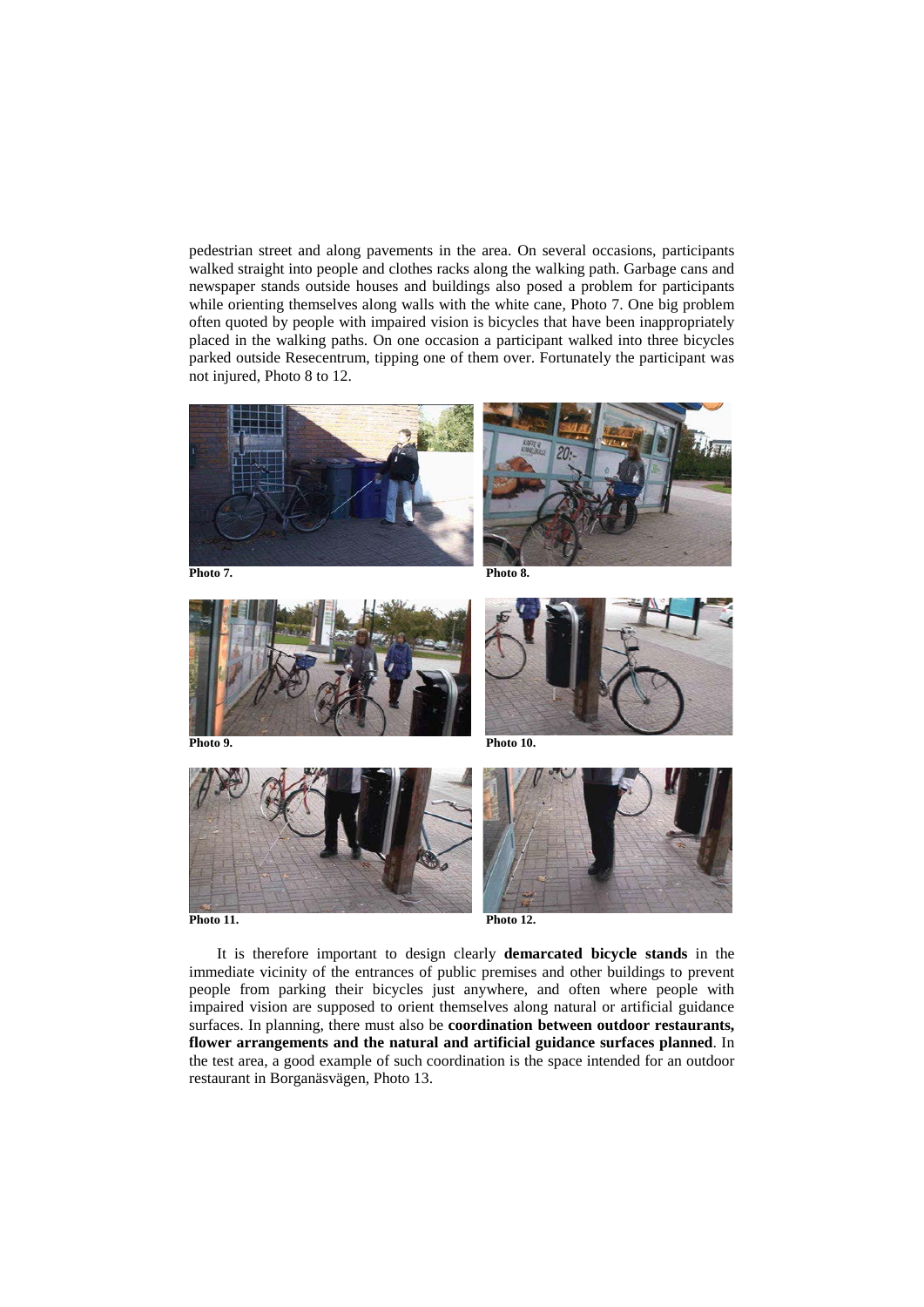pedestrian street and along pavements in the area. On several occasions, participants walked straight into people and clothes racks along the walking path. Garbage cans and newspaper stands outside houses and buildings also posed a problem for participants while orienting themselves along walls with the white cane, Photo 7. One big problem often quoted by people with impaired vision is bicycles that have been inappropriately placed in the walking paths. On one occasion a participant walked into three bicycles parked outside Resecentrum, tipping one of them over. Fortunately the participant was not injured, Photo 8 to 12.

**Photo 7.**

**Photo 8.**

**Photo 9.**

**Photo 10.**

**Photo 11.**

**Photo 12.**

It is therefore important to design clearly **demarcated bicycle stands** in the immediate vicinity of the entrances of public premises and other buildings to prevent people from parking their bicycles just anywhere, and often where people with impaired vision are supposed to orient themselves along natural or artificial guidance surfaces. In planning, there must also be **coordination between outdoor restaurants, flower arrangements and the natural and artificial guidance surfaces planned**. In the test area, a good example of such coordination is the space intended for an outdoor restaurant in Borganäsvägen, Photo 13.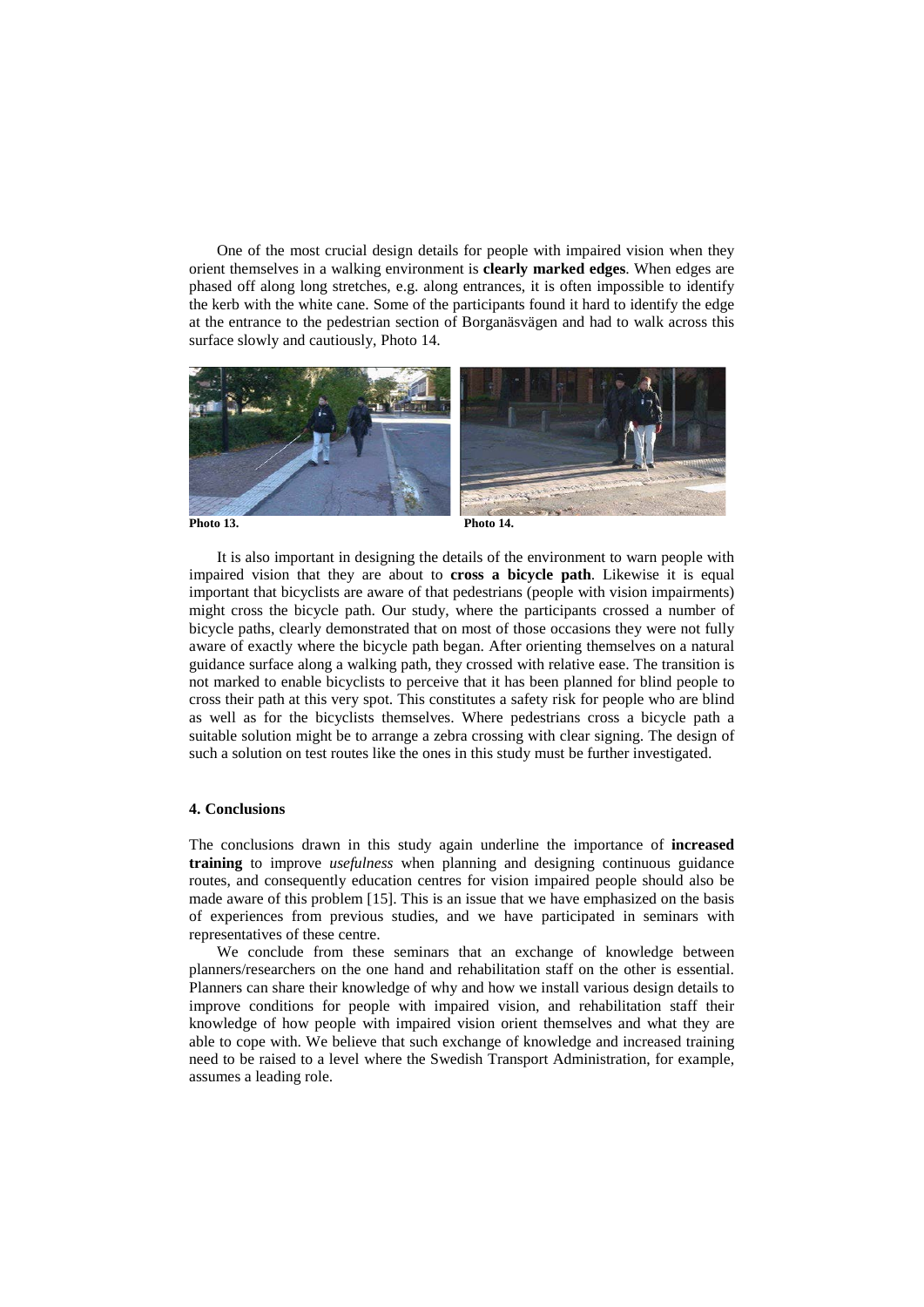One of the most crucial design details for people with impaired vision when they orient themselves in a walking environment is **clearly marked edges**. When edges are phased off along long stretches, e.g. along entrances, it is often impossible to identify the kerb with the white cane. Some of the participants found it hard to identify the edge at the entrance to the pedestrian section of Borganäsvägen and had to walk across this surface slowly and cautiously, Photo 14.

**Photo 13.**

**Photo 14.**

It is also important in designing the details of the environment to warn people with impaired vision that they are about to **cross a bicycle path**. Likewise it is equal important that bicyclists are aware of that pedestrians (people with vision impairments) might cross the bicycle path. Our study, where the participants crossed a number of bicycle paths, clearly demonstrated that on most of those occasions they were not fully aware of exactly where the bicycle path began. After orienting themselves on a natural guidance surface along a walking path, they crossed with relative ease. The transition is not marked to enable bicyclists to perceive that it has been planned for blind people to cross their path at this very spot. This constitutes a safety risk for people who are blind as well as for the bicyclists themselves. Where pedestrians cross a bicycle path a suitable solution might be to arrange a zebra crossing with clear signing. The design of such a solution on test routes like the ones in this study must be further investigated.

## 4. Conclusions

The conclusions drawn in this study again underline the importance of **increased training** to improve *usefulness* when planning and designing continuous guidance routes, and consequently education centres for vision impaired people should also be made aware of this problem [15]. This is an issue that we have emphasized on the basis of experiences from previous studies, and we have participated in seminars with representatives of these centre.

We conclude from these seminars that an exchange of knowledge between planners/researchers on the one hand and rehabilitation staff on the other is essential. Planners can share their knowledge of why and how we install various design details to improve conditions for people with impaired vision, and rehabilitation staff their knowledge of how people with impaired vision orient themselves and what they are able to cope with. We believe that such exchange of knowledge and increased training need to be raised to a level where the Swedish Transport Administration, for example, assumes a leading role.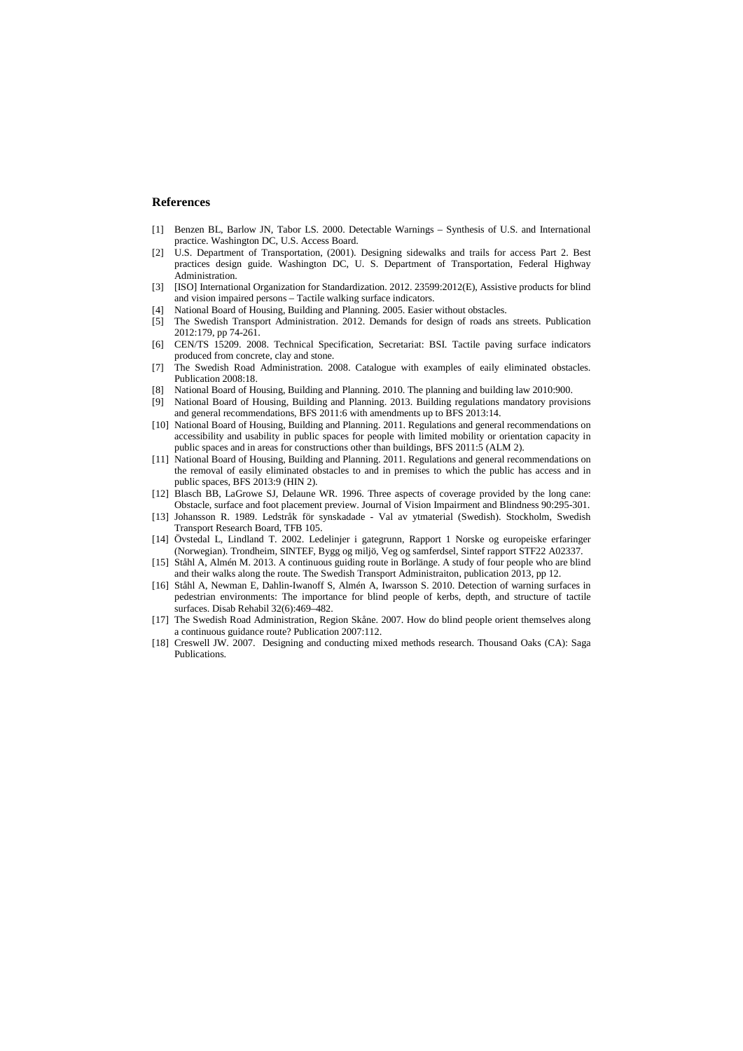## References

[1] Benzen BL, Barlow JN, Tabor LS. 2000. Detectable Warnings – Synthesis of U.S. and International practice. Washington DC, U.S. Access Board.

[2] U.S. Department of Transportation, (2001). Designing sidewalks and trails for access Part 2. Best practices design guide. Washington DC, U. S. Department of Transportation, Federal Highway Administration.

[3] [ISO] International Organization for Standardization. 2012. 23599:2012(E), Assistive products for blind and vision impaired persons – Tactile walking surface indicators.

[4] National Board of Housing, Building and Planning. 2005. Easier without obstacles.

[5] The Swedish Transport Administration. 2012. Demands for design of roads ans streets. Publication 2012:179, pp 74-261.

[6] CEN/TS 15209. 2008. Technical Specification, Secretariat: BSI. Tactile paving surface indicators produced from concrete, clay and stone.

[7] The Swedish Road Administration. 2008. Catalogue with examples of eaily eliminated obstacles. Publication 2008:18.

[8] National Board of Housing, Building and Planning. 2010. The planning and building law 2010:900.

[9] National Board of Housing, Building and Planning. 2013. Building regulations mandatory provisions and general recommendations, BFS 2011:6 with amendments up to BFS 2013:14.

[10] National Board of Housing, Building and Planning. 2011. Regulations and general recommendations on accessibility and usability in public spaces for people with limited mobility or orientation capacity in public spaces and in areas for constructions other than buildings, BFS 2011:5 (ALM 2).

[11] National Board of Housing, Building and Planning. 2011. Regulations and general recommendations on the removal of easily eliminated obstacles to and in premises to which the public has access and in public spaces, BFS 2013:9 (HIN 2).

[12] Blasch BB, LaGrowe SJ, Delaune WR. 1996. Three aspects of coverage provided by the long cane: Obstacle, surface and foot placement preview. Journal of Vision Impairment and Blindness 90:295-301.

[13] Johansson R. 1989. Ledstråk för synskadade - Val av ytmaterial (Swedish). Stockholm, Swedish Transport Research Board, TFB 105.

[14] Övstedal L, Lindland T. 2002. Ledelinjer i gategrunn, Rapport 1 Norske og europeiske erfaringer (Norwegian). Trondheim, SINTEF, Bygg og miljö, Veg og samferdsel, Sintef rapport STF22 A02337.

[15] Ståhl A, Almén M. 2013. A continuous guiding route in Borlänge. A study of four people who are blind and their walks along the route. The Swedish Transport Administraiton, publication 2013, pp 12.

[16] Ståhl A, Newman E, Dahlin-Iwanoff S, Almén A, Iwarsson S. 2010. Detection of warning surfaces in pedestrian environments: The importance for blind people of kerbs, depth, and structure of tactile surfaces. Disab Rehabil 32(6):469–482.

[17] The Swedish Road Administration, Region Skåne. 2007. How do blind people orient themselves along a continuous guidance route? Publication 2007:112.

[18] Creswell JW. 2007. Designing and conducting mixed methods research. Thousand Oaks (CA): Saga Publications.